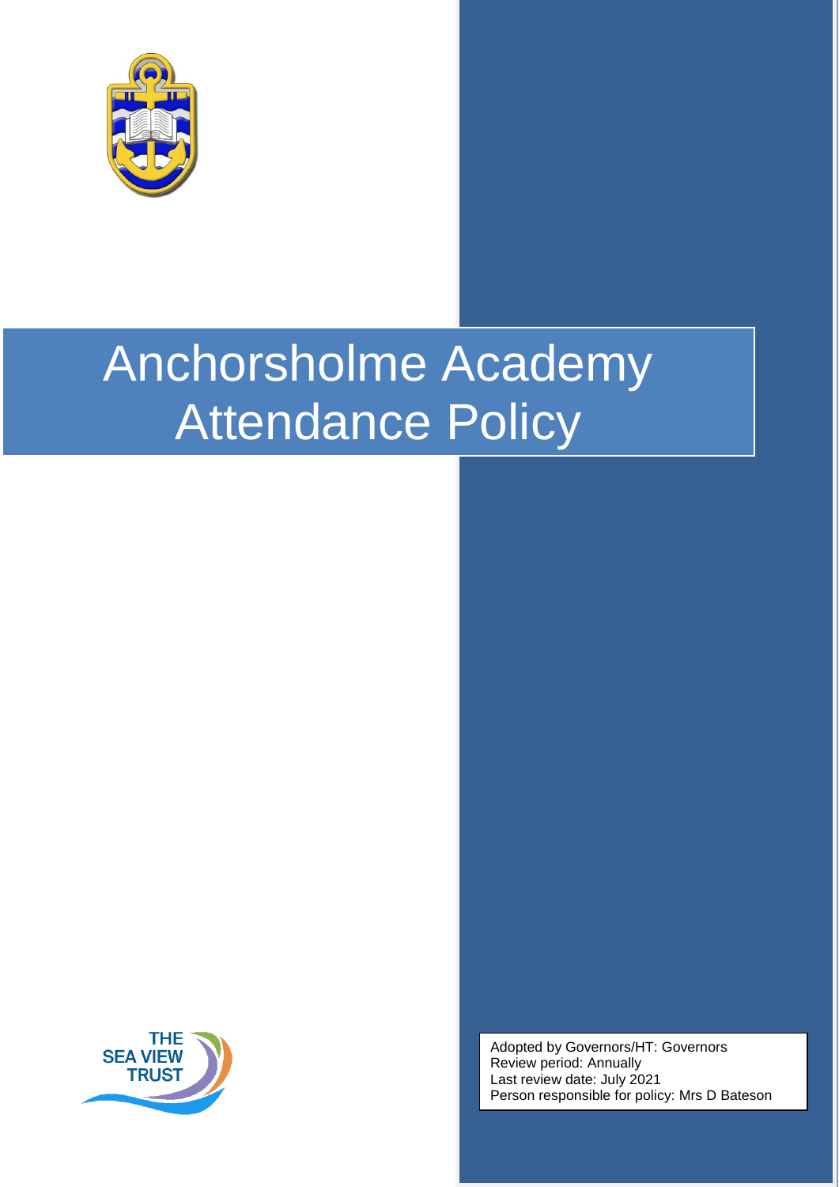# Anchorsholme Academy Attendance Policy

THE SEA VIEW TRUST

Adopted by Governors/HT: Governors
Review period: Annually
Last review date: July 2021
Person responsible for policy: Mrs D Bateson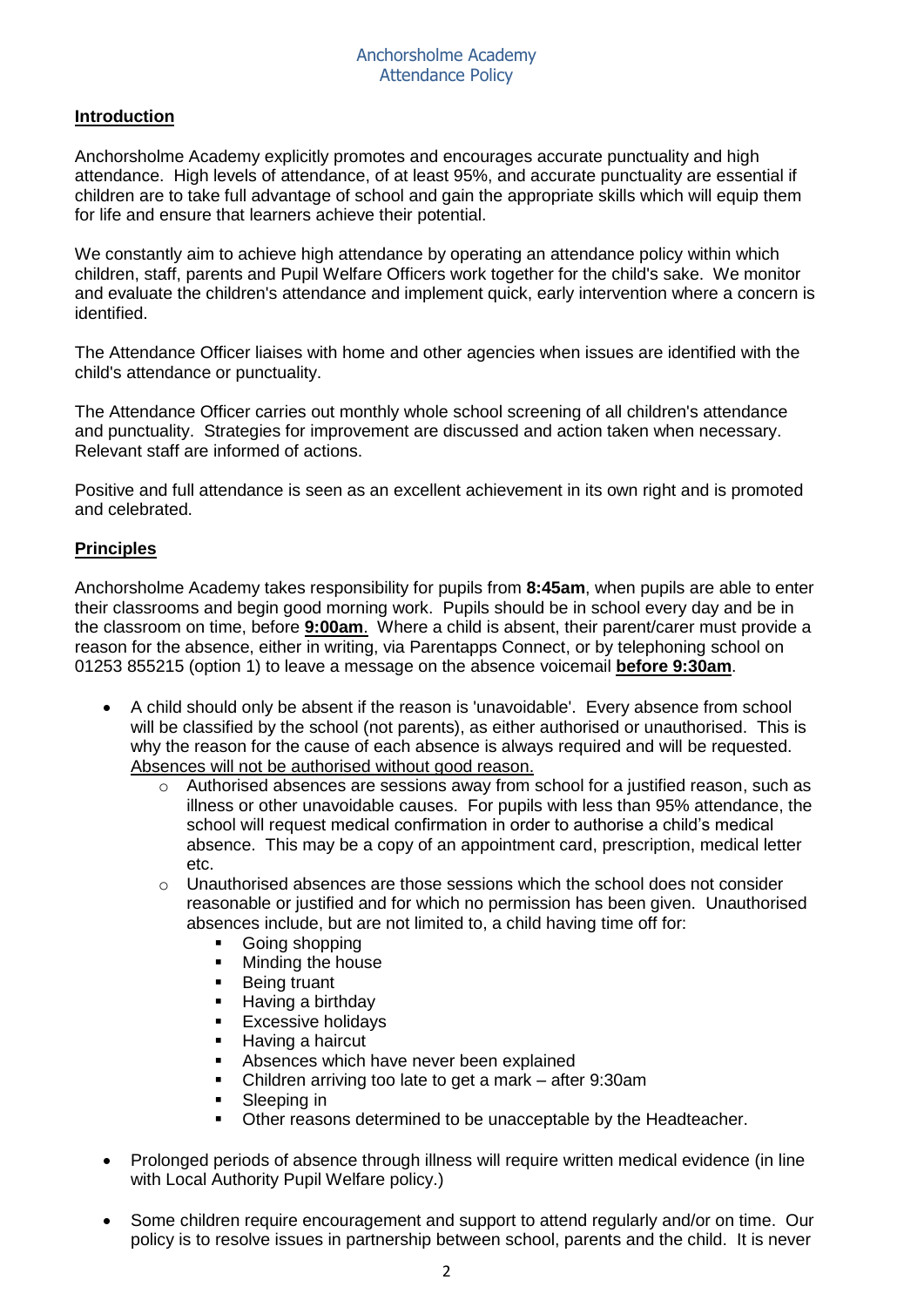## Introduction

Anchorsholme Academy explicitly promotes and encourages accurate punctuality and high attendance. High levels of attendance, of at least 95%, and accurate punctuality are essential if children are to take full advantage of school and gain the appropriate skills which will equip them for life and ensure that learners achieve their potential.

We constantly aim to achieve high attendance by operating an attendance policy within which children, staff, parents and Pupil Welfare Officers work together for the child's sake. We monitor and evaluate the children's attendance and implement quick, early intervention where a concern is identified.

The Attendance Officer liaises with home and other agencies when issues are identified with the child's attendance or punctuality.

The Attendance Officer carries out monthly whole school screening of all children's attendance and punctuality. Strategies for improvement are discussed and action taken when necessary. Relevant staff are informed of actions.

Positive and full attendance is seen as an excellent achievement in its own right and is promoted and celebrated.

## Principles

Anchorsholme Academy takes responsibility for pupils from **8:45am**, when pupils are able to enter their classrooms and begin good morning work. Pupils should be in school every day and be in the classroom on time, before **9:00am**. Where a child is absent, their parent/carer must provide a reason for the absence, either in writing, via Parentapps Connect, or by telephoning school on 01253 855215 (option 1) to leave a message on the absence voicemail **before 9:30am**.

- A child should only be absent if the reason is 'unavoidable'. Every absence from school will be classified by the school (not parents), as either authorised or unauthorised. This is why the reason for the cause of each absence is always required and will be requested. Absences will not be authorised without good reason.
  - Authorised absences are sessions away from school for a justified reason, such as illness or other unavoidable causes. For pupils with less than 95% attendance, the school will request medical confirmation in order to authorise a child's medical absence. This may be a copy of an appointment card, prescription, medical letter etc.
  - Unauthorised absences are those sessions which the school does not consider reasonable or justified and for which no permission has been given. Unauthorised absences include, but are not limited to, a child having time off for:
    - Going shopping
    - Minding the house
    - Being truant
    - Having a birthday
    - Excessive holidays
    - Having a haircut
    - Absences which have never been explained
    - Children arriving too late to get a mark – after 9:30am
    - Sleeping in
    - Other reasons determined to be unacceptable by the Headteacher.

- Prolonged periods of absence through illness will require written medical evidence (in line with Local Authority Pupil Welfare policy.)

- Some children require encouragement and support to attend regularly and/or on time. Our policy is to resolve issues in partnership between school, parents and the child. It is never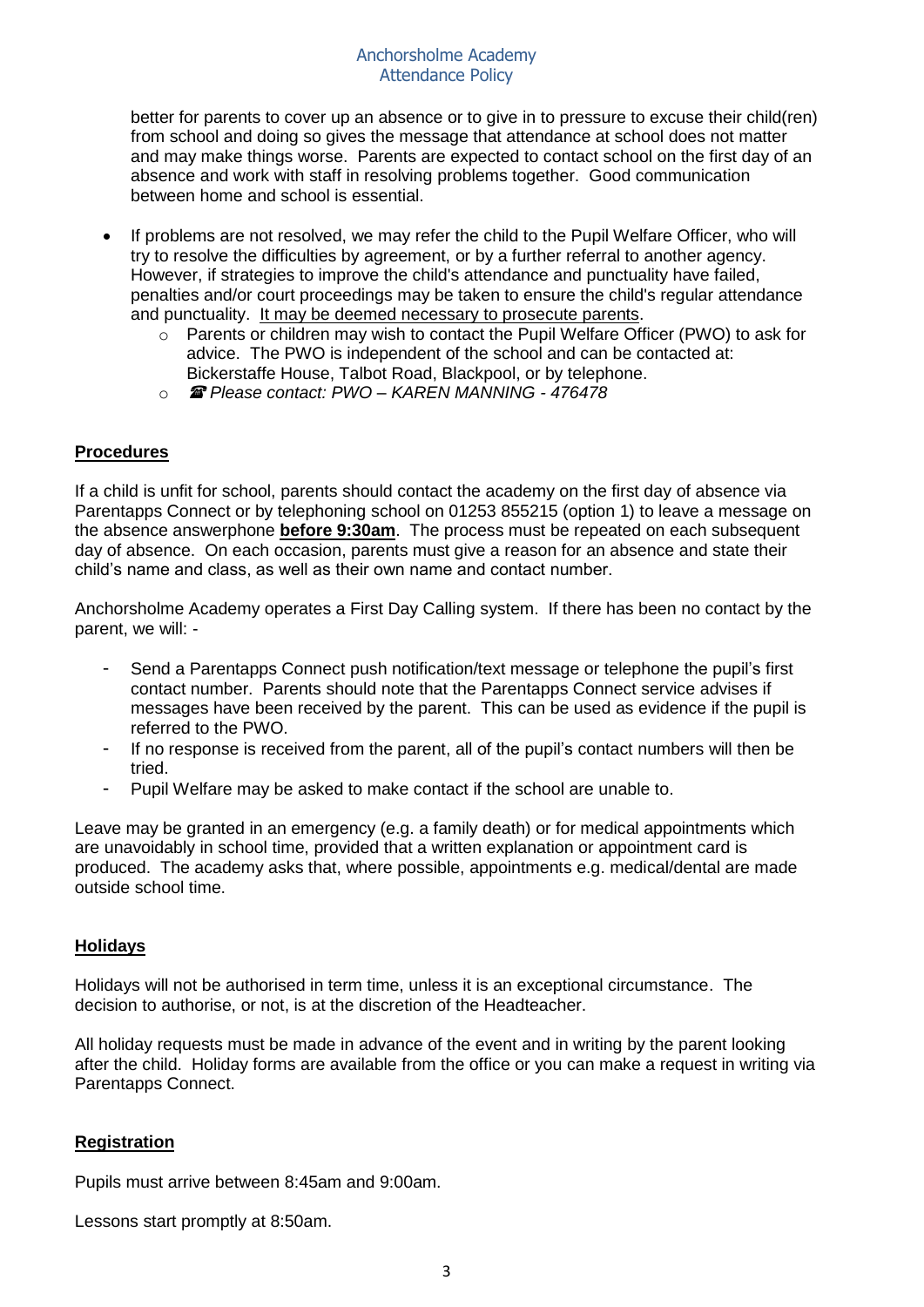better for parents to cover up an absence or to give in to pressure to excuse their child(ren) from school and doing so gives the message that attendance at school does not matter and may make things worse. Parents are expected to contact school on the first day of an absence and work with staff in resolving problems together. Good communication between home and school is essential.

- If problems are not resolved, we may refer the child to the Pupil Welfare Officer, who will try to resolve the difficulties by agreement, or by a further referral to another agency. However, if strategies to improve the child's attendance and punctuality have failed, penalties and/or court proceedings may be taken to ensure the child's regular attendance and punctuality. <u>It may be deemed necessary to prosecute parents</u>.
    - Parents or children may wish to contact the Pupil Welfare Officer (PWO) to ask for advice. The PWO is independent of the school and can be contacted at: Bickerstaffe House, Talbot Road, Blackpool, or by telephone.
    - ☎ *Please contact: PWO – KAREN MANNING - 476478*

## Procedures

If a child is unfit for school, parents should contact the academy on the first day of absence via Parentapps Connect or by telephoning school on 01253 855215 (option 1) to leave a message on the absence answerphone **before 9:30am**. The process must be repeated on each subsequent day of absence. On each occasion, parents must give a reason for an absence and state their child's name and class, as well as their own name and contact number.

Anchorsholme Academy operates a First Day Calling system. If there has been no contact by the parent, we will: -

- Send a Parentapps Connect push notification/text message or telephone the pupil's first contact number. Parents should note that the Parentapps Connect service advises if messages have been received by the parent. This can be used as evidence if the pupil is referred to the PWO.
- If no response is received from the parent, all of the pupil's contact numbers will then be tried.
- Pupil Welfare may be asked to make contact if the school are unable to.

Leave may be granted in an emergency (e.g. a family death) or for medical appointments which are unavoidably in school time, provided that a written explanation or appointment card is produced. The academy asks that, where possible, appointments e.g. medical/dental are made outside school time.

## Holidays

Holidays will not be authorised in term time, unless it is an exceptional circumstance. The decision to authorise, or not, is at the discretion of the Headteacher.

All holiday requests must be made in advance of the event and in writing by the parent looking after the child. Holiday forms are available from the office or you can make a request in writing via Parentapps Connect.

## Registration

Pupils must arrive between 8:45am and 9:00am.

Lessons start promptly at 8:50am.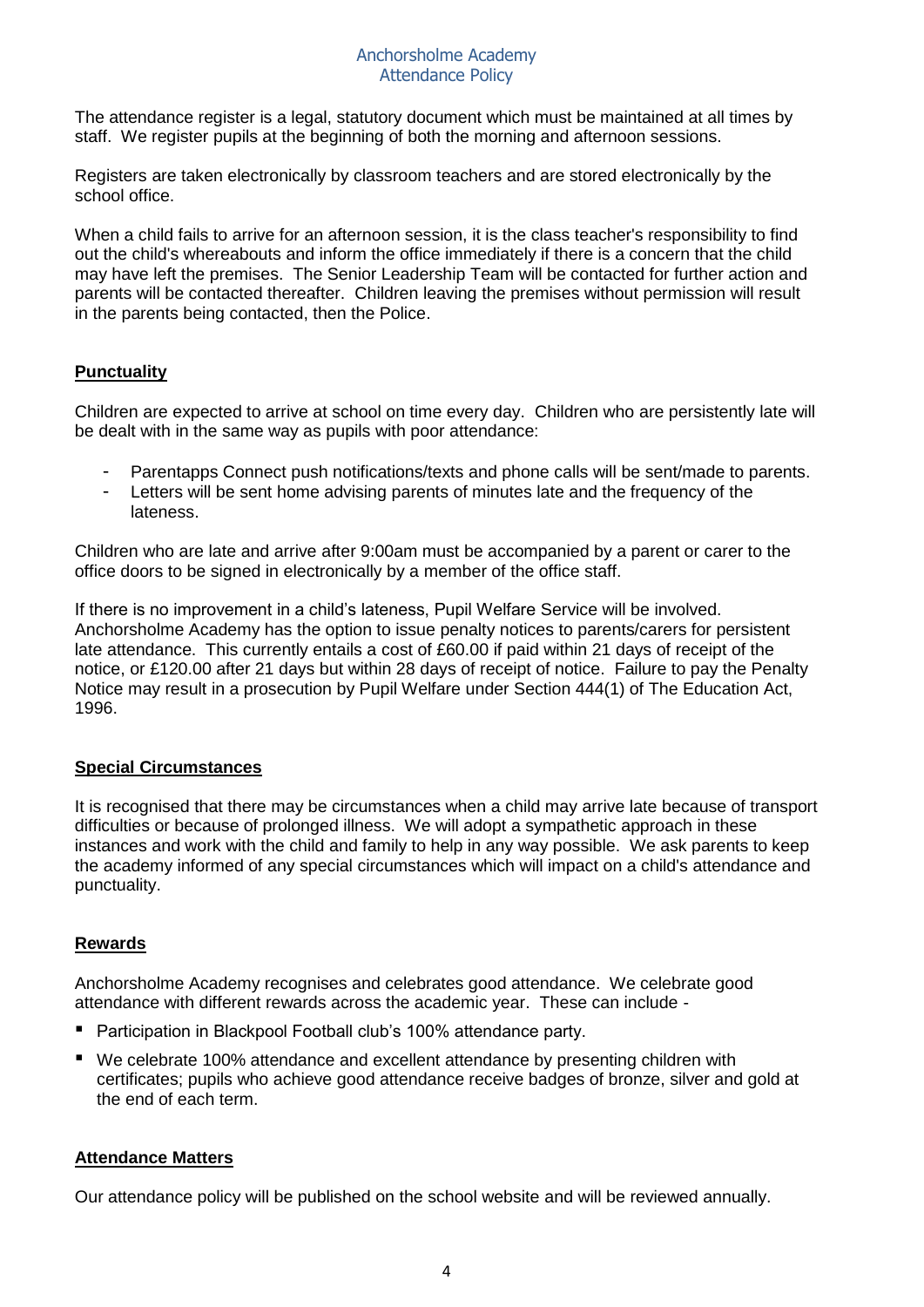The attendance register is a legal, statutory document which must be maintained at all times by staff. We register pupils at the beginning of both the morning and afternoon sessions.

Registers are taken electronically by classroom teachers and are stored electronically by the school office.

When a child fails to arrive for an afternoon session, it is the class teacher's responsibility to find out the child's whereabouts and inform the office immediately if there is a concern that the child may have left the premises. The Senior Leadership Team will be contacted for further action and parents will be contacted thereafter. Children leaving the premises without permission will result in the parents being contacted, then the Police.

## Punctuality

Children are expected to arrive at school on time every day. Children who are persistently late will be dealt with in the same way as pupils with poor attendance:

- Parentapps Connect push notifications/texts and phone calls will be sent/made to parents.
- Letters will be sent home advising parents of minutes late and the frequency of the lateness.

Children who are late and arrive after 9:00am must be accompanied by a parent or carer to the office doors to be signed in electronically by a member of the office staff.

If there is no improvement in a child's lateness, Pupil Welfare Service will be involved. Anchorsholme Academy has the option to issue penalty notices to parents/carers for persistent late attendance. This currently entails a cost of £60.00 if paid within 21 days of receipt of the notice, or £120.00 after 21 days but within 28 days of receipt of notice. Failure to pay the Penalty Notice may result in a prosecution by Pupil Welfare under Section 444(1) of The Education Act, 1996.

## Special Circumstances

It is recognised that there may be circumstances when a child may arrive late because of transport difficulties or because of prolonged illness. We will adopt a sympathetic approach in these instances and work with the child and family to help in any way possible. We ask parents to keep the academy informed of any special circumstances which will impact on a child's attendance and punctuality.

## Rewards

Anchorsholme Academy recognises and celebrates good attendance. We celebrate good attendance with different rewards across the academic year. These can include -

- Participation in Blackpool Football club's 100% attendance party.
- We celebrate 100% attendance and excellent attendance by presenting children with certificates; pupils who achieve good attendance receive badges of bronze, silver and gold at the end of each term.

## Attendance Matters

Our attendance policy will be published on the school website and will be reviewed annually.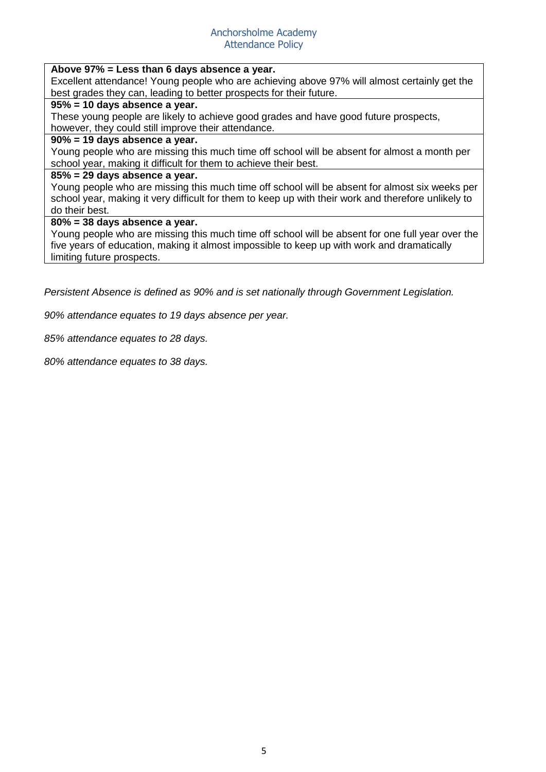| |
|---|
| **Above 97% = Less than 6 days absence a year.**<br>Excellent attendance! Young people who are achieving above 97% will almost certainly get the best grades they can, leading to better prospects for their future. |
| **95% = 10 days absence a year.**<br>These young people are likely to achieve good grades and have good future prospects, however, they could still improve their attendance. |
| **90% = 19 days absence a year.**<br>Young people who are missing this much time off school will be absent for almost a month per school year, making it difficult for them to achieve their best. |
| **85% = 29 days absence a year.**<br>Young people who are missing this much time off school will be absent for almost six weeks per school year, making it very difficult for them to keep up with their work and therefore unlikely to do their best. |
| **80% = 38 days absence a year.**<br>Young people who are missing this much time off school will be absent for one full year over the five years of education, making it almost impossible to keep up with work and dramatically limiting future prospects. |

*Persistent Absence is defined as 90% and is set nationally through Government Legislation.*

*90% attendance equates to 19 days absence per year.*

*85% attendance equates to 28 days.*

*80% attendance equates to 38 days.*